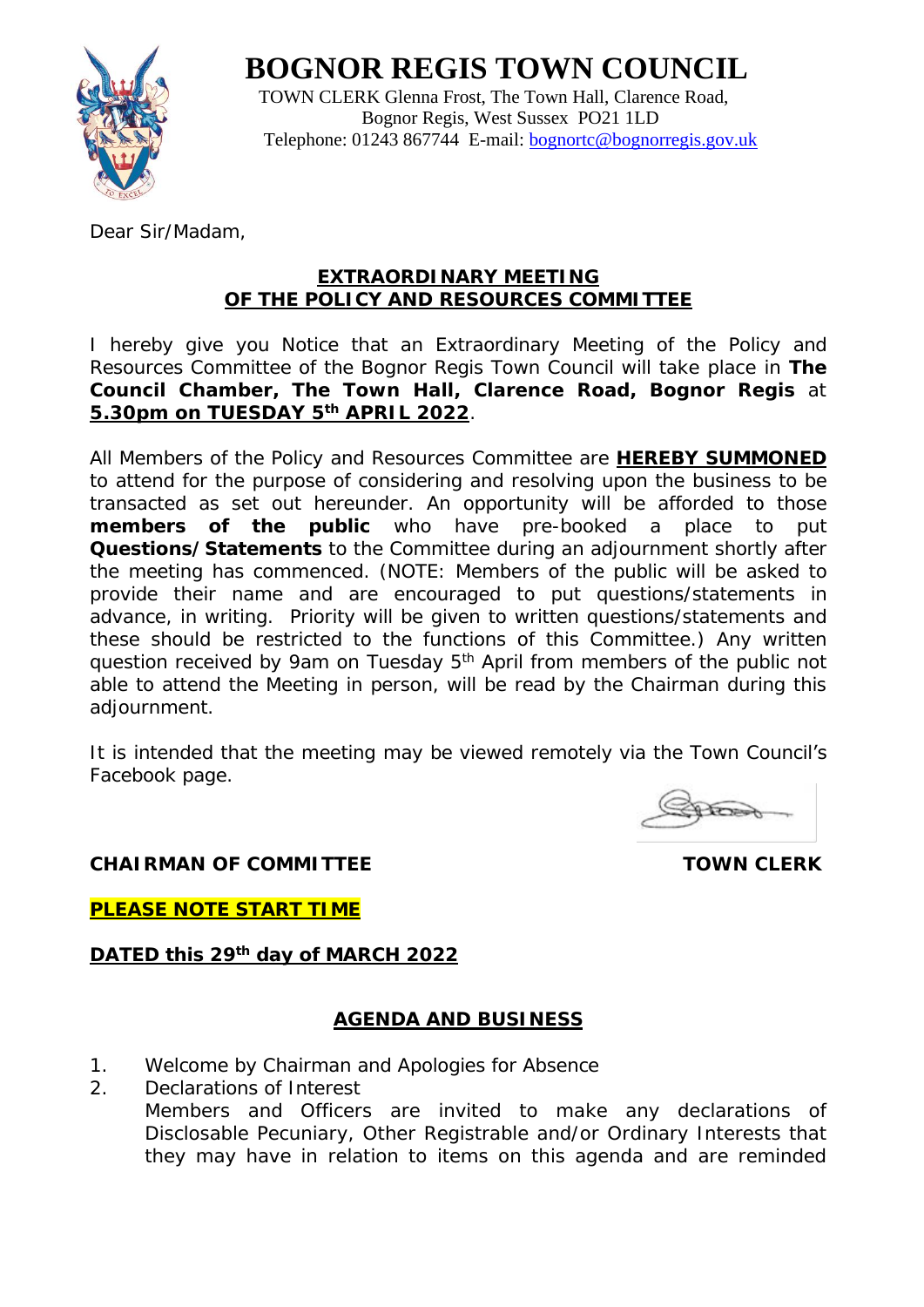# BOGNOR REGIS TOWN COUNCIL

TOWN CLERK Glenna Frost, The Town Hall, Clarence Road,
Bognor Regis, West Sussex PO21 1LD
Telephone: 01243 867744 E-mail: bognortc@bognorregis.gov.uk

Dear Sir/Madam,

**EXTRAORDINARY MEETING**
**OF THE POLICY AND RESOURCES COMMITTEE**

I hereby give you Notice that an Extraordinary Meeting of the Policy and Resources Committee of the Bognor Regis Town Council will take place in **The Council Chamber, The Town Hall, Clarence Road, Bognor Regis** at **5.30pm on TUESDAY 5th APRIL 2022**.

All Members of the Policy and Resources Committee are **HEREBY SUMMONED** to attend for the purpose of considering and resolving upon the business to be transacted as set out hereunder. An opportunity will be afforded to those **members of the public** who have pre-booked a place to put **Questions/Statements** to the Committee during an adjournment shortly after the meeting has commenced. (NOTE: Members of the public will be asked to provide their name and are encouraged to put questions/statements in advance, in writing. Priority will be given to written questions/statements and these should be restricted to the functions of this Committee.) Any written question received by 9am on Tuesday 5th April from members of the public not able to attend the Meeting in person, will be read by the Chairman during this adjournment.

It is intended that the meeting may be viewed remotely via the Town Council's Facebook page.

**CHAIRMAN OF COMMITTEE** **TOWN CLERK**

**PLEASE NOTE START TIME**

**DATED this 29th day of MARCH 2022**

**AGENDA AND BUSINESS**

1. Welcome by Chairman and Apologies for Absence
2. Declarations of Interest
   Members and Officers are invited to make any declarations of Disclosable Pecuniary, Other Registrable and/or Ordinary Interests that they may have in relation to items on this agenda and are reminded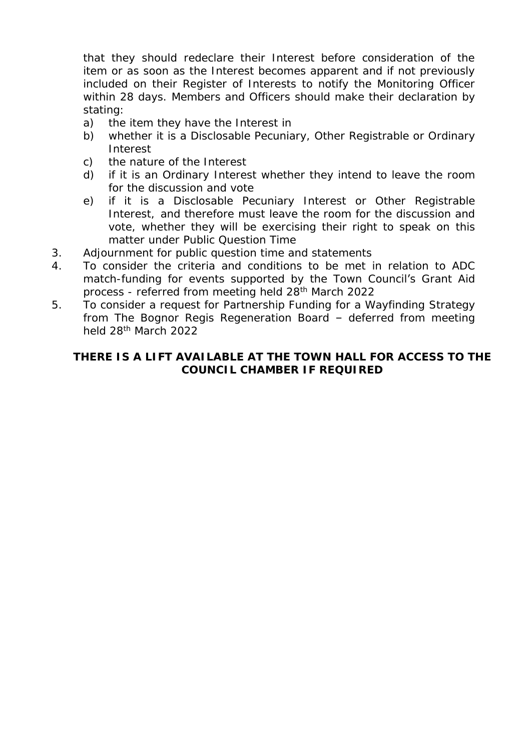that they should redeclare their Interest before consideration of the item or as soon as the Interest becomes apparent and if not previously included on their Register of Interests to notify the Monitoring Officer within 28 days. Members and Officers should make their declaration by stating:

a) the item they have the Interest in
b) whether it is a Disclosable Pecuniary, Other Registrable or Ordinary Interest
c) the nature of the Interest
d) if it is an Ordinary Interest whether they intend to leave the room for the discussion and vote
e) if it is a Disclosable Pecuniary Interest or Other Registrable Interest, and therefore must leave the room for the discussion and vote, whether they will be exercising their right to speak on this matter under Public Question Time

3. Adjournment for public question time and statements
4. To consider the criteria and conditions to be met in relation to ADC match-funding for events supported by the Town Council's Grant Aid process - referred from meeting held 28th March 2022
5. To consider a request for Partnership Funding for a Wayfinding Strategy from The Bognor Regis Regeneration Board – deferred from meeting held 28th March 2022

**THERE IS A LIFT AVAILABLE AT THE TOWN HALL FOR ACCESS TO THE COUNCIL CHAMBER IF REQUIRED**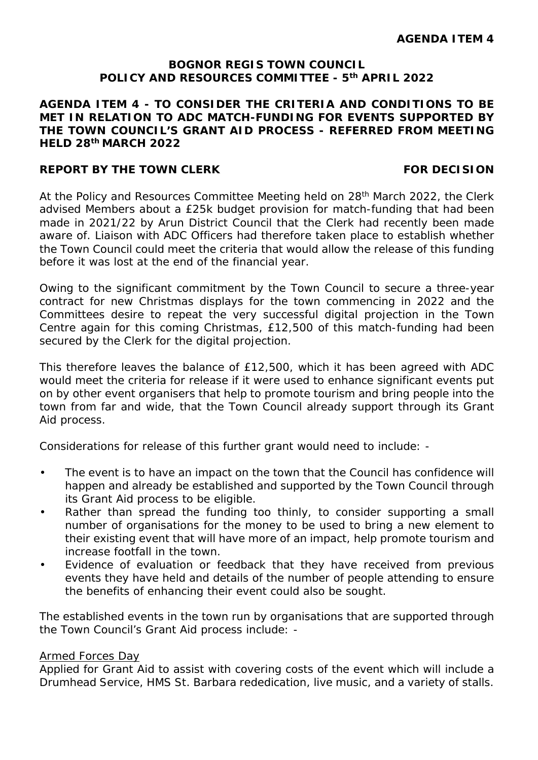**AGENDA ITEM 4**

**BOGNOR REGIS TOWN COUNCIL**
**POLICY AND RESOURCES COMMITTEE - 5th APRIL 2022**

**AGENDA ITEM 4 - TO CONSIDER THE CRITERIA AND CONDITIONS TO BE MET IN RELATION TO ADC MATCH-FUNDING FOR EVENTS SUPPORTED BY THE TOWN COUNCIL'S GRANT AID PROCESS - REFERRED FROM MEETING HELD 28th MARCH 2022**

**REPORT BY THE TOWN CLERK** **FOR DECISION**

At the Policy and Resources Committee Meeting held on 28th March 2022, the Clerk advised Members about a £25k budget provision for match-funding that had been made in 2021/22 by Arun District Council that the Clerk had recently been made aware of. Liaison with ADC Officers had therefore taken place to establish whether the Town Council could meet the criteria that would allow the release of this funding before it was lost at the end of the financial year.

Owing to the significant commitment by the Town Council to secure a three-year contract for new Christmas displays for the town commencing in 2022 and the Committees desire to repeat the very successful digital projection in the Town Centre again for this coming Christmas, £12,500 of this match-funding had been secured by the Clerk for the digital projection.

This therefore leaves the balance of £12,500, which it has been agreed with ADC would meet the criteria for release if it were used to enhance significant events put on by other event organisers that help to promote tourism and bring people into the town from far and wide, that the Town Council already support through its Grant Aid process.

Considerations for release of this further grant would need to include: -

- The event is to have an impact on the town that the Council has confidence will happen and already be established and supported by the Town Council through its Grant Aid process to be eligible.
- Rather than spread the funding too thinly, to consider supporting a small number of organisations for the money to be used to bring a new element to their existing event that will have more of an impact, help promote tourism and increase footfall in the town.
- Evidence of evaluation or feedback that they have received from previous events they have held and details of the number of people attending to ensure the benefits of enhancing their event could also be sought.

The established events in the town run by organisations that are supported through the Town Council's Grant Aid process include: -

Armed Forces Day
Applied for Grant Aid to assist with covering costs of the event which will include a Drumhead Service, HMS St. Barbara rededication, live music, and a variety of stalls.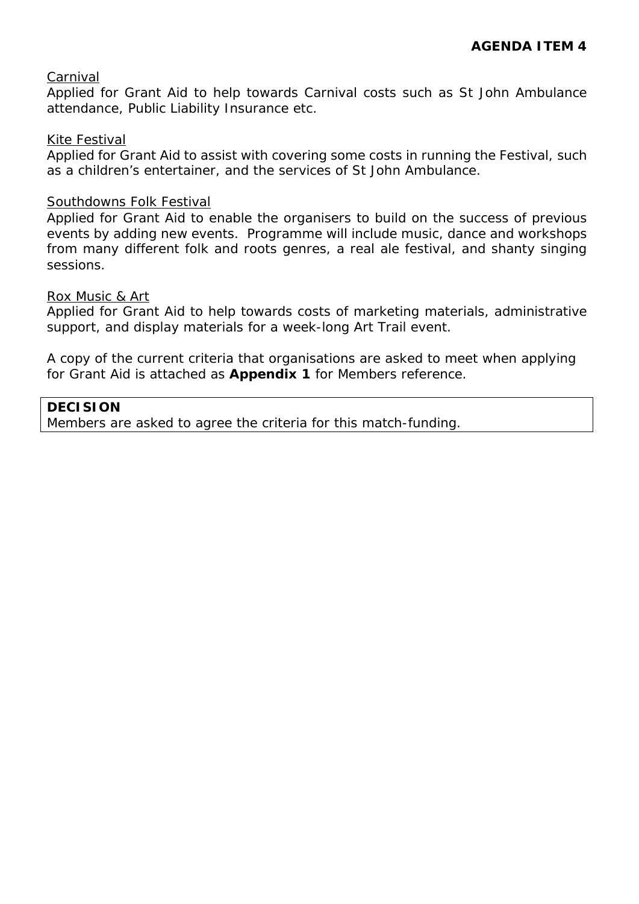**AGENDA ITEM 4**

Carnival

Applied for Grant Aid to help towards Carnival costs such as St John Ambulance attendance, Public Liability Insurance etc.

Kite Festival

Applied for Grant Aid to assist with covering some costs in running the Festival, such as a children's entertainer, and the services of St John Ambulance.

Southdowns Folk Festival

Applied for Grant Aid to enable the organisers to build on the success of previous events by adding new events. Programme will include music, dance and workshops from many different folk and roots genres, a real ale festival, and shanty singing sessions.

Rox Music & Art

Applied for Grant Aid to help towards costs of marketing materials, administrative support, and display materials for a week-long Art Trail event.

A copy of the current criteria that organisations are asked to meet when applying for Grant Aid is attached as **Appendix 1** for Members reference.

**DECISION**
Members are asked to agree the criteria for this match-funding.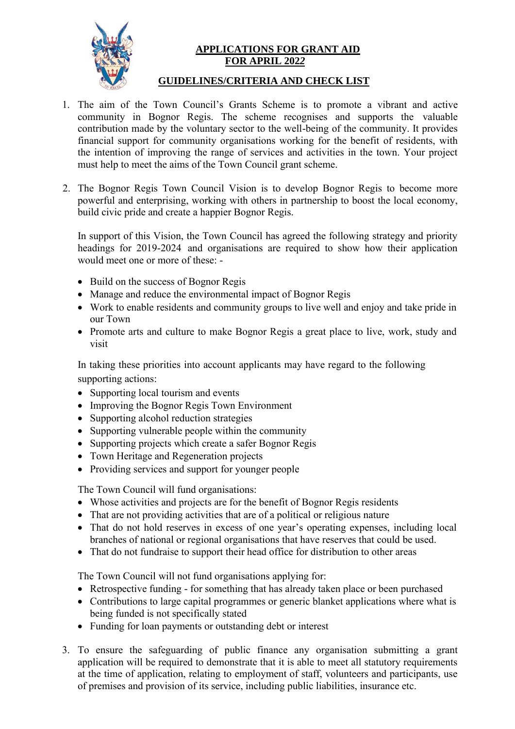# APPLICATIONS FOR GRANT AID
# FOR APRIL 2022

## GUIDELINES/CRITERIA AND CHECK LIST

1. The aim of the Town Council's Grants Scheme is to promote a vibrant and active community in Bognor Regis. The scheme recognises and supports the valuable contribution made by the voluntary sector to the well-being of the community. It provides financial support for community organisations working for the benefit of residents, with the intention of improving the range of services and activities in the town. Your project must help to meet the aims of the Town Council grant scheme.

2. The Bognor Regis Town Council Vision is to develop Bognor Regis to become more powerful and enterprising, working with others in partnership to boost the local economy, build civic pride and create a happier Bognor Regis.

   In support of this Vision, the Town Council has agreed the following strategy and priority headings for 2019-2024 and organisations are required to show how their application would meet one or more of these: -

   - Build on the success of Bognor Regis
   - Manage and reduce the environmental impact of Bognor Regis
   - Work to enable residents and community groups to live well and enjoy and take pride in our Town
   - Promote arts and culture to make Bognor Regis a great place to live, work, study and visit

   In taking these priorities into account applicants may have regard to the following supporting actions:

   - Supporting local tourism and events
   - Improving the Bognor Regis Town Environment
   - Supporting alcohol reduction strategies
   - Supporting vulnerable people within the community
   - Supporting projects which create a safer Bognor Regis
   - Town Heritage and Regeneration projects
   - Providing services and support for younger people

   The Town Council will fund organisations:

   - Whose activities and projects are for the benefit of Bognor Regis residents
   - That are not providing activities that are of a political or religious nature
   - That do not hold reserves in excess of one year's operating expenses, including local branches of national or regional organisations that have reserves that could be used.
   - That do not fundraise to support their head office for distribution to other areas

   The Town Council will not fund organisations applying for:

   - Retrospective funding - for something that has already taken place or been purchased
   - Contributions to large capital programmes or generic blanket applications where what is being funded is not specifically stated
   - Funding for loan payments or outstanding debt or interest

3. To ensure the safeguarding of public finance any organisation submitting a grant application will be required to demonstrate that it is able to meet all statutory requirements at the time of application, relating to employment of staff, volunteers and participants, use of premises and provision of its service, including public liabilities, insurance etc.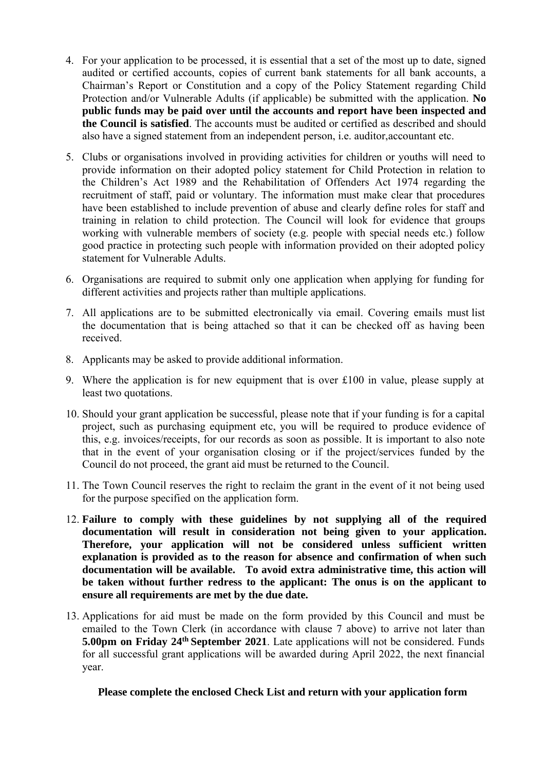4. For your application to be processed, it is essential that a set of the most up to date, signed audited or certified accounts, copies of current bank statements for all bank accounts, a Chairman's Report or Constitution and a copy of the Policy Statement regarding Child Protection and/or Vulnerable Adults (if applicable) be submitted with the application. **No public funds may be paid over until the accounts and report have been inspected and the Council is satisfied**. The accounts must be audited or certified as described and should also have a signed statement from an independent person, i.e. auditor,accountant etc.

5. Clubs or organisations involved in providing activities for children or youths will need to provide information on their adopted policy statement for Child Protection in relation to the Children's Act 1989 and the Rehabilitation of Offenders Act 1974 regarding the recruitment of staff, paid or voluntary. The information must make clear that procedures have been established to include prevention of abuse and clearly define roles for staff and training in relation to child protection. The Council will look for evidence that groups working with vulnerable members of society (e.g. people with special needs etc.) follow good practice in protecting such people with information provided on their adopted policy statement for Vulnerable Adults.

6. Organisations are required to submit only one application when applying for funding for different activities and projects rather than multiple applications.

7. All applications are to be submitted electronically via email. Covering emails must list the documentation that is being attached so that it can be checked off as having been received.

8. Applicants may be asked to provide additional information.

9. Where the application is for new equipment that is over £100 in value, please supply at least two quotations.

10. Should your grant application be successful, please note that if your funding is for a capital project, such as purchasing equipment etc, you will be required to produce evidence of this, e.g. invoices/receipts, for our records as soon as possible. It is important to also note that in the event of your organisation closing or if the project/services funded by the Council do not proceed, the grant aid must be returned to the Council.

11. The Town Council reserves the right to reclaim the grant in the event of it not being used for the purpose specified on the application form.

12. **Failure to comply with these guidelines by not supplying all of the required documentation will result in consideration not being given to your application. Therefore, your application will not be considered unless sufficient written explanation is provided as to the reason for absence and confirmation of when such documentation will be available. To avoid extra administrative time, this action will be taken without further redress to the applicant: The onus is on the applicant to ensure all requirements are met by the due date.**

13. Applications for aid must be made on the form provided by this Council and must be emailed to the Town Clerk (in accordance with clause 7 above) to arrive not later than **5.00pm on Friday 24th September 2021**. Late applications will not be considered. Funds for all successful grant applications will be awarded during April 2022, the next financial year.

**Please complete the enclosed Check List and return with your application form**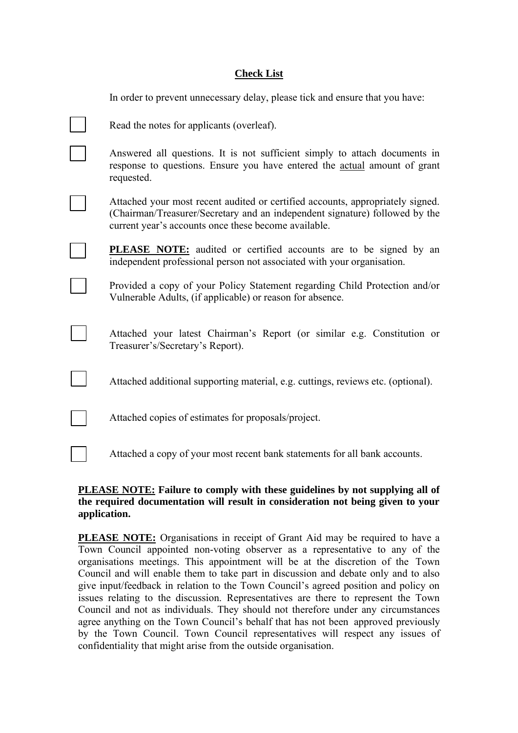## Check List

In order to prevent unnecessary delay, please tick and ensure that you have:

- [ ] Read the notes for applicants (overleaf).
- [ ] Answered all questions. It is not sufficient simply to attach documents in response to questions. Ensure you have entered the <u>actual</u> amount of grant requested.
- [ ] Attached your most recent audited or certified accounts, appropriately signed. (Chairman/Treasurer/Secretary and an independent signature) followed by the current year's accounts once these become available.
- [ ] **<u>PLEASE NOTE:</u>** audited or certified accounts are to be signed by an independent professional person not associated with your organisation.
- [ ] Provided a copy of your Policy Statement regarding Child Protection and/or Vulnerable Adults, (if applicable) or reason for absence.
- [ ] Attached your latest Chairman's Report (or similar e.g. Constitution or Treasurer's/Secretary's Report).
- [ ] Attached additional supporting material, e.g. cuttings, reviews etc. (optional).
- [ ] Attached copies of estimates for proposals/project.
- [ ] Attached a copy of your most recent bank statements for all bank accounts.

**<u>PLEASE NOTE:</u> Failure to comply with these guidelines by not supplying all of the required documentation will result in consideration not being given to your application.**

**<u>PLEASE NOTE:</u>** Organisations in receipt of Grant Aid may be required to have a Town Council appointed non-voting observer as a representative to any of the organisations meetings. This appointment will be at the discretion of the Town Council and will enable them to take part in discussion and debate only and to also give input/feedback in relation to the Town Council's agreed position and policy on issues relating to the discussion. Representatives are there to represent the Town Council and not as individuals. They should not therefore under any circumstances agree anything on the Town Council's behalf that has not been approved previously by the Town Council. Town Council representatives will respect any issues of confidentiality that might arise from the outside organisation.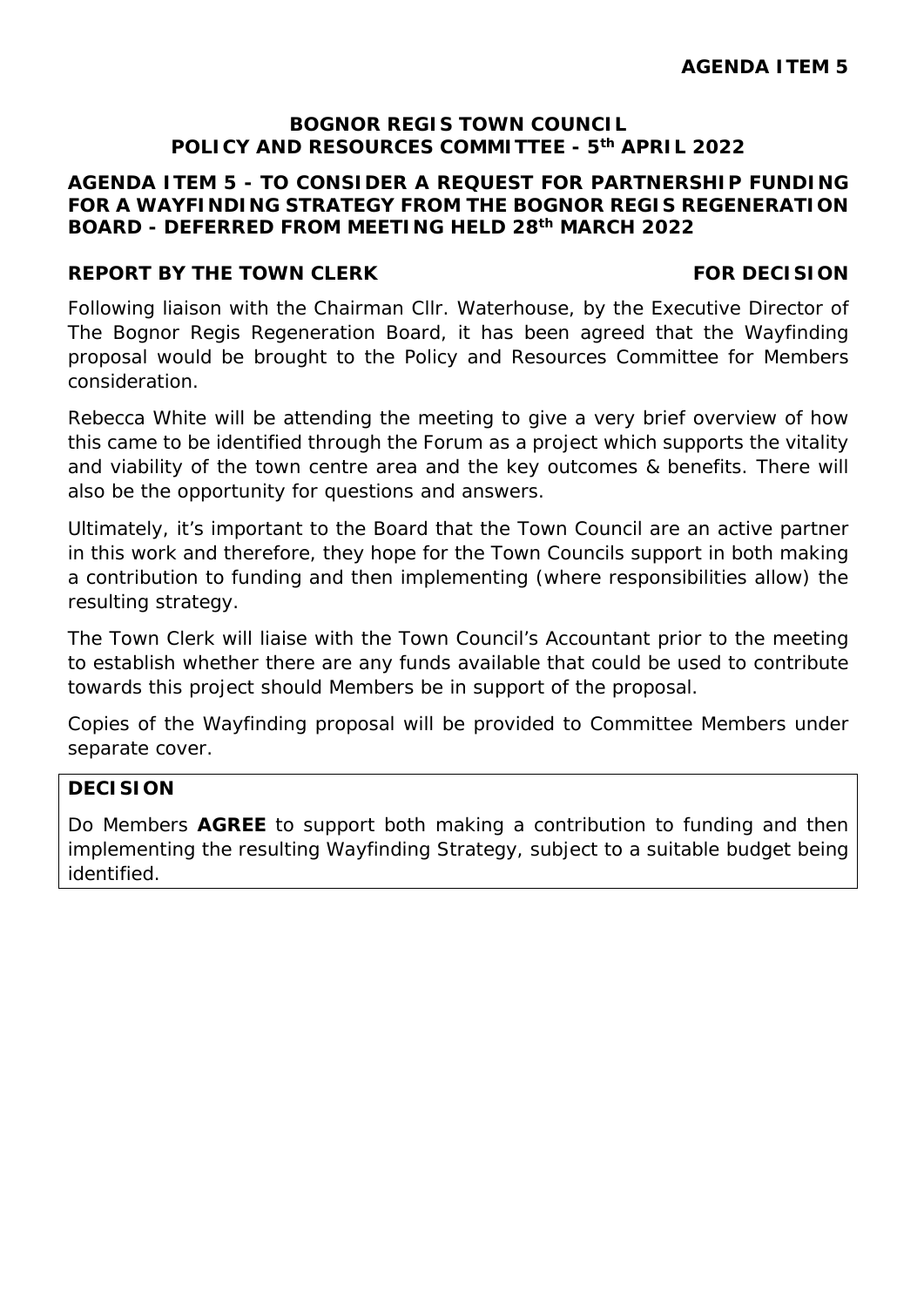**AGENDA ITEM 5**

**BOGNOR REGIS TOWN COUNCIL**
**POLICY AND RESOURCES COMMITTEE - 5th APRIL 2022**

**AGENDA ITEM 5 - TO CONSIDER A REQUEST FOR PARTNERSHIP FUNDING FOR A WAYFINDING STRATEGY FROM THE BOGNOR REGIS REGENERATION BOARD - DEFERRED FROM MEETING HELD 28th MARCH 2022**

**REPORT BY THE TOWN CLERK** **FOR DECISION**

Following liaison with the Chairman Cllr. Waterhouse, by the Executive Director of The Bognor Regis Regeneration Board, it has been agreed that the Wayfinding proposal would be brought to the Policy and Resources Committee for Members consideration.

Rebecca White will be attending the meeting to give a very brief overview of how this came to be identified through the Forum as a project which supports the vitality and viability of the town centre area and the key outcomes & benefits. There will also be the opportunity for questions and answers.

Ultimately, it's important to the Board that the Town Council are an active partner in this work and therefore, they hope for the Town Councils support in both making a contribution to funding and then implementing (where responsibilities allow) the resulting strategy.

The Town Clerk will liaise with the Town Council's Accountant prior to the meeting to establish whether there are any funds available that could be used to contribute towards this project should Members be in support of the proposal.

Copies of the Wayfinding proposal will be provided to Committee Members under separate cover.

**DECISION**

Do Members **AGREE** to support both making a contribution to funding and then implementing the resulting Wayfinding Strategy, subject to a suitable budget being identified.